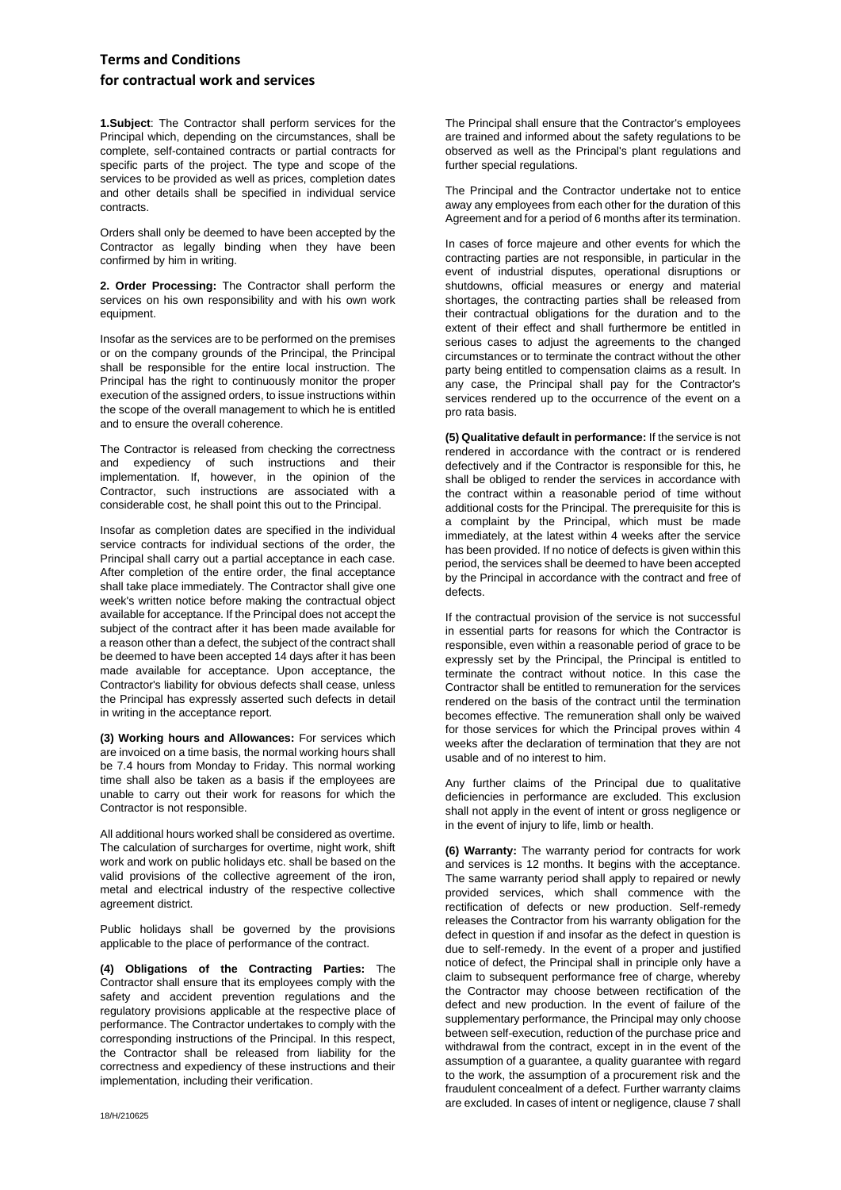# Terms and Conditions
## for contractual work and services

**1.Subject**: The Contractor shall perform services for the Principal which, depending on the circumstances, shall be complete, self-contained contracts or partial contracts for specific parts of the project. The type and scope of the services to be provided as well as prices, completion dates and other details shall be specified in individual service contracts.

Orders shall only be deemed to have been accepted by the Contractor as legally binding when they have been confirmed by him in writing.

**2. Order Processing:** The Contractor shall perform the services on his own responsibility and with his own work equipment.

Insofar as the services are to be performed on the premises or on the company grounds of the Principal, the Principal shall be responsible for the entire local instruction. The Principal has the right to continuously monitor the proper execution of the assigned orders, to issue instructions within the scope of the overall management to which he is entitled and to ensure the overall coherence.

The Contractor is released from checking the correctness and expediency of such instructions and their implementation. If, however, in the opinion of the Contractor, such instructions are associated with a considerable cost, he shall point this out to the Principal.

Insofar as completion dates are specified in the individual service contracts for individual sections of the order, the Principal shall carry out a partial acceptance in each case. After completion of the entire order, the final acceptance shall take place immediately. The Contractor shall give one week's written notice before making the contractual object available for acceptance. If the Principal does not accept the subject of the contract after it has been made available for a reason other than a defect, the subject of the contract shall be deemed to have been accepted 14 days after it has been made available for acceptance. Upon acceptance, the Contractor's liability for obvious defects shall cease, unless the Principal has expressly asserted such defects in detail in writing in the acceptance report.

**(3) Working hours and Allowances:** For services which are invoiced on a time basis, the normal working hours shall be 7.4 hours from Monday to Friday. This normal working time shall also be taken as a basis if the employees are unable to carry out their work for reasons for which the Contractor is not responsible.

All additional hours worked shall be considered as overtime. The calculation of surcharges for overtime, night work, shift work and work on public holidays etc. shall be based on the valid provisions of the collective agreement of the iron, metal and electrical industry of the respective collective agreement district.

Public holidays shall be governed by the provisions applicable to the place of performance of the contract.

**(4) Obligations of the Contracting Parties:** The Contractor shall ensure that its employees comply with the safety and accident prevention regulations and the regulatory provisions applicable at the respective place of performance. The Contractor undertakes to comply with the corresponding instructions of the Principal. In this respect, the Contractor shall be released from liability for the correctness and expediency of these instructions and their implementation, including their verification.

The Principal shall ensure that the Contractor's employees are trained and informed about the safety regulations to be observed as well as the Principal's plant regulations and further special regulations.

The Principal and the Contractor undertake not to entice away any employees from each other for the duration of this Agreement and for a period of 6 months after its termination.

In cases of force majeure and other events for which the contracting parties are not responsible, in particular in the event of industrial disputes, operational disruptions or shutdowns, official measures or energy and material shortages, the contracting parties shall be released from their contractual obligations for the duration and to the extent of their effect and shall furthermore be entitled in serious cases to adjust the agreements to the changed circumstances or to terminate the contract without the other party being entitled to compensation claims as a result. In any case, the Principal shall pay for the Contractor's services rendered up to the occurrence of the event on a pro rata basis.

**(5) Qualitative default in performance:** If the service is not rendered in accordance with the contract or is rendered defectively and if the Contractor is responsible for this, he shall be obliged to render the services in accordance with the contract within a reasonable period of time without additional costs for the Principal. The prerequisite for this is a complaint by the Principal, which must be made immediately, at the latest within 4 weeks after the service has been provided. If no notice of defects is given within this period, the services shall be deemed to have been accepted by the Principal in accordance with the contract and free of defects.

If the contractual provision of the service is not successful in essential parts for reasons for which the Contractor is responsible, even within a reasonable period of grace to be expressly set by the Principal, the Principal is entitled to terminate the contract without notice. In this case the Contractor shall be entitled to remuneration for the services rendered on the basis of the contract until the termination becomes effective. The remuneration shall only be waived for those services for which the Principal proves within 4 weeks after the declaration of termination that they are not usable and of no interest to him.

Any further claims of the Principal due to qualitative deficiencies in performance are excluded. This exclusion shall not apply in the event of intent or gross negligence or in the event of injury to life, limb or health.

**(6) Warranty:** The warranty period for contracts for work and services is 12 months. It begins with the acceptance. The same warranty period shall apply to repaired or newly provided services, which shall commence with the rectification of defects or new production. Self-remedy releases the Contractor from his warranty obligation for the defect in question if and insofar as the defect in question is due to self-remedy. In the event of a proper and justified notice of defect, the Principal shall in principle only have a claim to subsequent performance free of charge, whereby the Contractor may choose between rectification of the defect and new production. In the event of failure of the supplementary performance, the Principal may only choose between self-execution, reduction of the purchase price and withdrawal from the contract, except in in the event of the assumption of a guarantee, a quality guarantee with regard to the work, the assumption of a procurement risk and the fraudulent concealment of a defect. Further warranty claims are excluded. In cases of intent or negligence, clause 7 shall

18/H/210625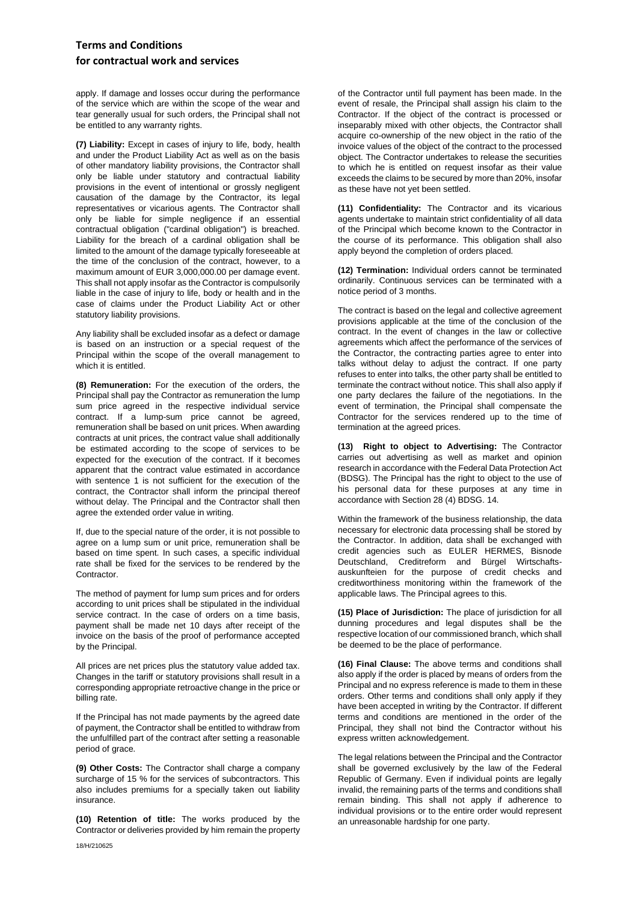apply. If damage and losses occur during the performance of the service which are within the scope of the wear and tear generally usual for such orders, the Principal shall not be entitled to any warranty rights.

**(7) Liability:** Except in cases of injury to life, body, health and under the Product Liability Act as well as on the basis of other mandatory liability provisions, the Contractor shall only be liable under statutory and contractual liability provisions in the event of intentional or grossly negligent causation of the damage by the Contractor, its legal representatives or vicarious agents. The Contractor shall only be liable for simple negligence if an essential contractual obligation ("cardinal obligation") is breached. Liability for the breach of a cardinal obligation shall be limited to the amount of the damage typically foreseeable at the time of the conclusion of the contract, however, to a maximum amount of EUR 3,000,000.00 per damage event. This shall not apply insofar as the Contractor is compulsorily liable in the case of injury to life, body or health and in the case of claims under the Product Liability Act or other statutory liability provisions.

Any liability shall be excluded insofar as a defect or damage is based on an instruction or a special request of the Principal within the scope of the overall management to which it is entitled.

**(8) Remuneration:** For the execution of the orders, the Principal shall pay the Contractor as remuneration the lump sum price agreed in the respective individual service contract. If a lump-sum price cannot be agreed, remuneration shall be based on unit prices. When awarding contracts at unit prices, the contract value shall additionally be estimated according to the scope of services to be expected for the execution of the contract. If it becomes apparent that the contract value estimated in accordance with sentence 1 is not sufficient for the execution of the contract, the Contractor shall inform the principal thereof without delay. The Principal and the Contractor shall then agree the extended order value in writing.

If, due to the special nature of the order, it is not possible to agree on a lump sum or unit price, remuneration shall be based on time spent. In such cases, a specific individual rate shall be fixed for the services to be rendered by the Contractor.

The method of payment for lump sum prices and for orders according to unit prices shall be stipulated in the individual service contract. In the case of orders on a time basis, payment shall be made net 10 days after receipt of the invoice on the basis of the proof of performance accepted by the Principal.

All prices are net prices plus the statutory value added tax. Changes in the tariff or statutory provisions shall result in a corresponding appropriate retroactive change in the price or billing rate.

If the Principal has not made payments by the agreed date of payment, the Contractor shall be entitled to withdraw from the unfulfilled part of the contract after setting a reasonable period of grace.

**(9) Other Costs:** The Contractor shall charge a company surcharge of 15 % for the services of subcontractors. This also includes premiums for a specially taken out liability insurance.

**(10) Retention of title:** The works produced by the Contractor or deliveries provided by him remain the property of the Contractor until full payment has been made. In the event of resale, the Principal shall assign his claim to the Contractor. If the object of the contract is processed or inseparably mixed with other objects, the Contractor shall acquire co-ownership of the new object in the ratio of the invoice values of the object of the contract to the processed object. The Contractor undertakes to release the securities to which he is entitled on request insofar as their value exceeds the claims to be secured by more than 20%, insofar as these have not yet been settled.

**(11) Confidentiality:** The Contractor and its vicarious agents undertake to maintain strict confidentiality of all data of the Principal which become known to the Contractor in the course of its performance. This obligation shall also apply beyond the completion of orders placed.

**(12) Termination:** Individual orders cannot be terminated ordinarily. Continuous services can be terminated with a notice period of 3 months.

The contract is based on the legal and collective agreement provisions applicable at the time of the conclusion of the contract. In the event of changes in the law or collective agreements which affect the performance of the services of the Contractor, the contracting parties agree to enter into talks without delay to adjust the contract. If one party refuses to enter into talks, the other party shall be entitled to terminate the contract without notice. This shall also apply if one party declares the failure of the negotiations. In the event of termination, the Principal shall compensate the Contractor for the services rendered up to the time of termination at the agreed prices.

**(13) Right to object to Advertising:** The Contractor carries out advertising as well as market and opinion research in accordance with the Federal Data Protection Act (BDSG). The Principal has the right to object to the use of his personal data for these purposes at any time in accordance with Section 28 (4) BDSG. 14.

Within the framework of the business relationship, the data necessary for electronic data processing shall be stored by the Contractor. In addition, data shall be exchanged with credit agencies such as EULER HERMES, Bisnode Deutschland, Creditreform and Bürgel Wirtschafts-auskunfteien for the purpose of credit checks and creditworthiness monitoring within the framework of the applicable laws. The Principal agrees to this.

**(15) Place of Jurisdiction:** The place of jurisdiction for all dunning procedures and legal disputes shall be the respective location of our commissioned branch, which shall be deemed to be the place of performance.

**(16) Final Clause:** The above terms and conditions shall also apply if the order is placed by means of orders from the Principal and no express reference is made to them in these orders. Other terms and conditions shall only apply if they have been accepted in writing by the Contractor. If different terms and conditions are mentioned in the order of the Principal, they shall not bind the Contractor without his express written acknowledgement.

The legal relations between the Principal and the Contractor shall be governed exclusively by the law of the Federal Republic of Germany. Even if individual points are legally invalid, the remaining parts of the terms and conditions shall remain binding. This shall not apply if adherence to individual provisions or to the entire order would represent an unreasonable hardship for one party.